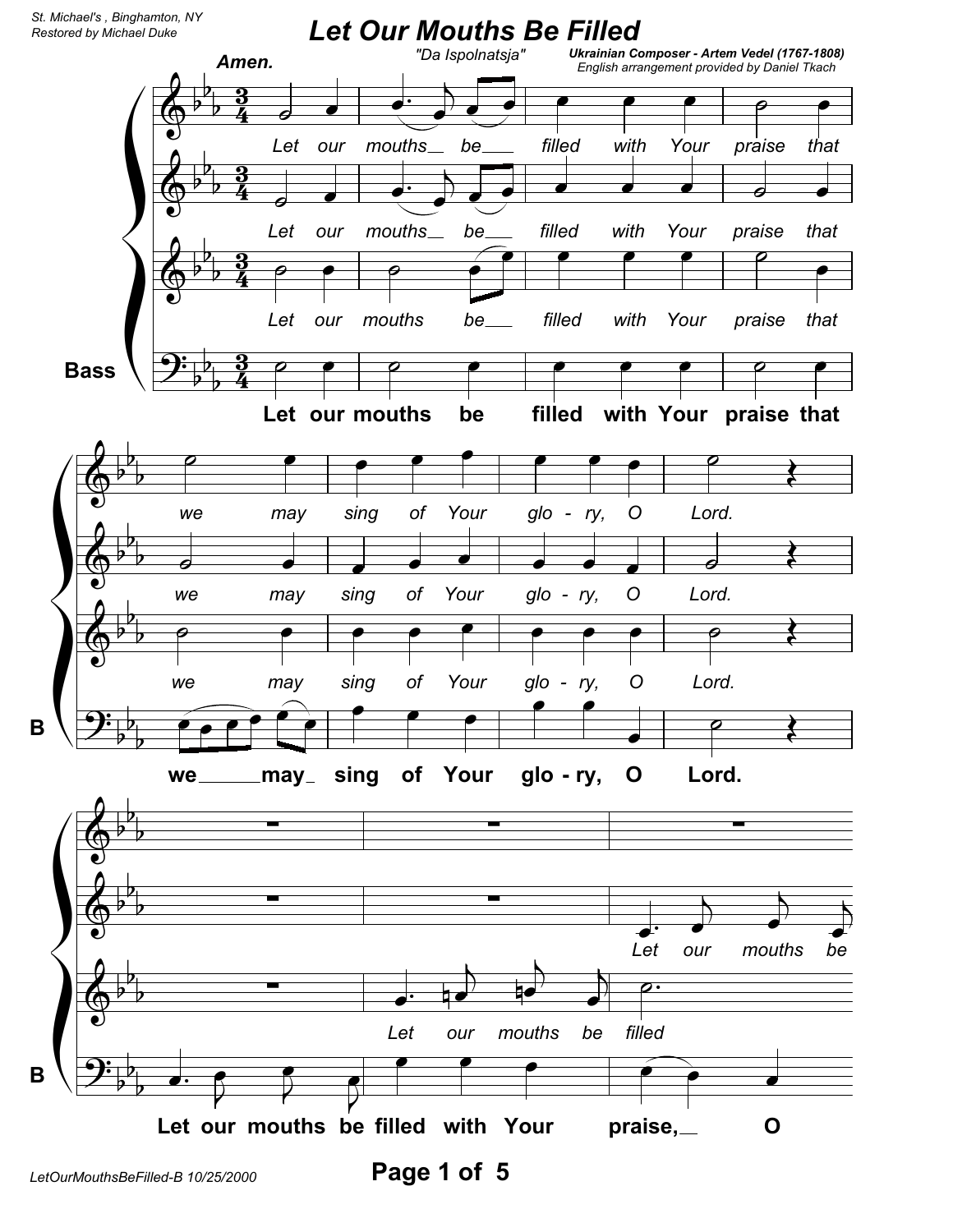St. Michael's , Binghamton, NY
Restored by Michael Duke

# Let Our Mouths Be Filled

"Da Ispolnatsja"

**Ukrainian Composer - Artem Vedel (1767-1808)**
English arrangement provided by Daniel Tkach

**Amen.**

*Let our mouths be filled with Your praise that we may sing of Your glo - ry, O Lord.*

*Let our mouths be filled with Your praise that we may sing of Your glo - ry, O Lord.*

*Let our mouths be filled with Your praise that we may sing of Your glo - ry, O Lord.*

**Bass**

**Let our mouths be filled with Your praise that we may sing of Your glo - ry, O Lord.**

*Let our mouths be*

*Let our mouths be filled*

**Let our mouths be filled with Your praise, O**

LetOurMouthsBeFilled-B 10/25/2000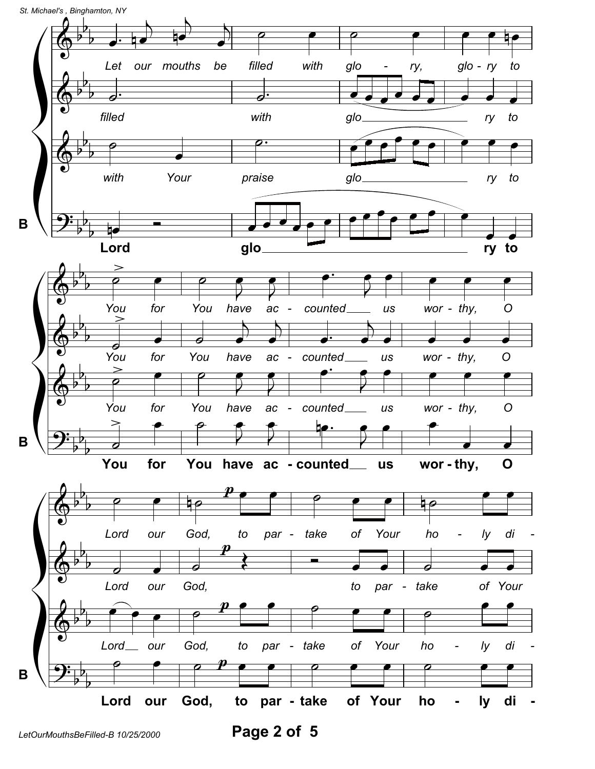Let our mouths be filled with glo - ry, glo - ry to

filled with glo ry to

with Your praise glo ry to

**B** **Lord glo ry to**

You for You have ac - counted us wor - thy, O

You for You have ac - counted us wor - thy, O

You for You have ac - counted us wor - thy, O

**B** **You for You have ac - counted us wor - thy, O**

Lord our God, to par - take of Your ho - ly di -

Lord our God, to par - take of Your

Lord our God, to par - take of Your ho - ly di -

**B** **Lord our God, to par - take of Your ho - ly di -**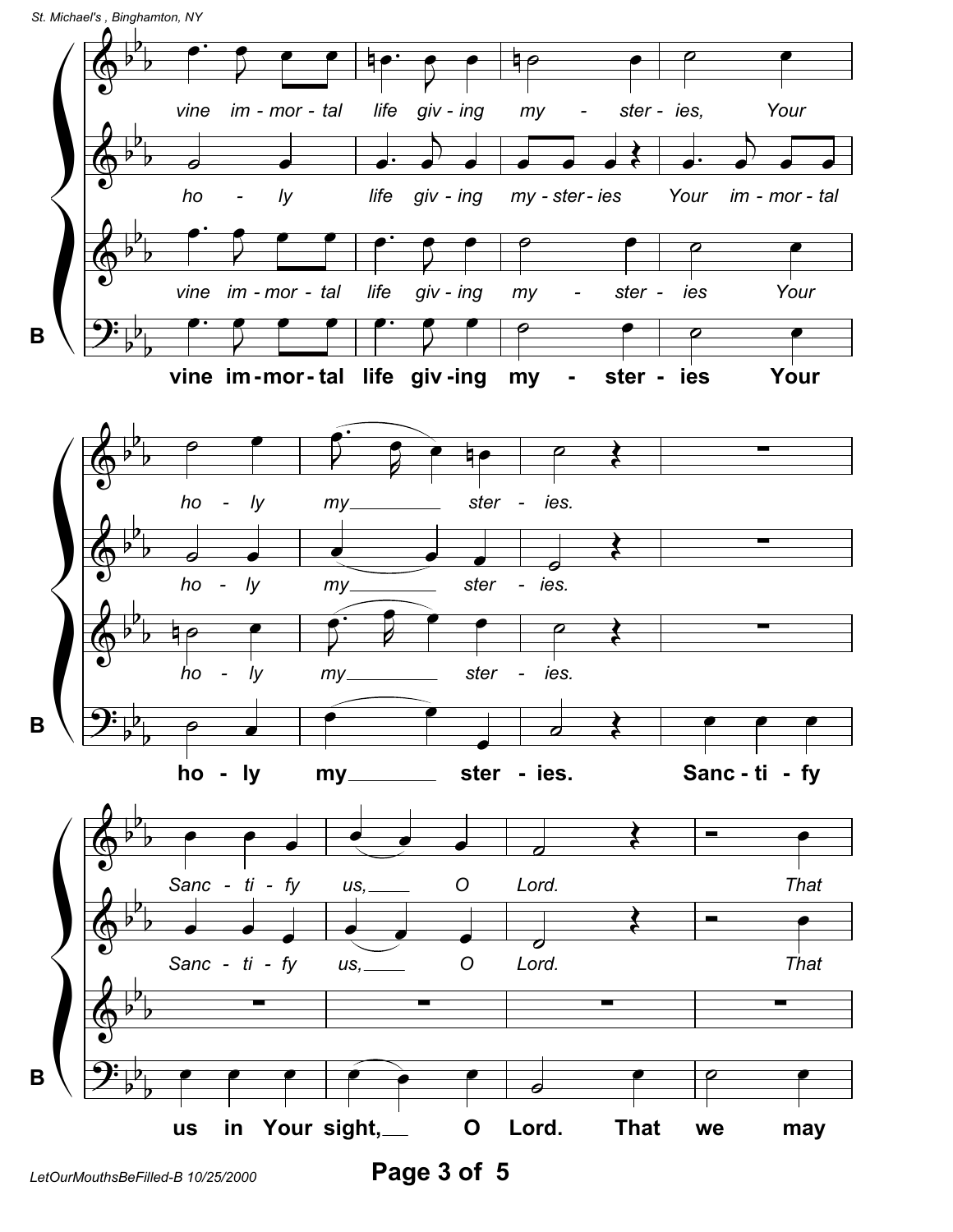vine im - mor - tal life giv - ing my - ster - ies, Your

ho - ly life giv - ing my - ster - ies Your im - mor - tal

vine im - mor - tal life giv - ing my - ster - ies Your

**B** **vine im - mor - tal life giv - ing my - ster - ies Your**

ho - ly my ster - ies.

ho - ly my ster - ies.

ho - ly my ster - ies.

**B** **ho - ly my ster - ies. Sanc - ti - fy**

Sanc - ti - fy us, O Lord. That

Sanc - ti - fy us, O Lord. That

**B** **us in Your sight, O Lord. That we may**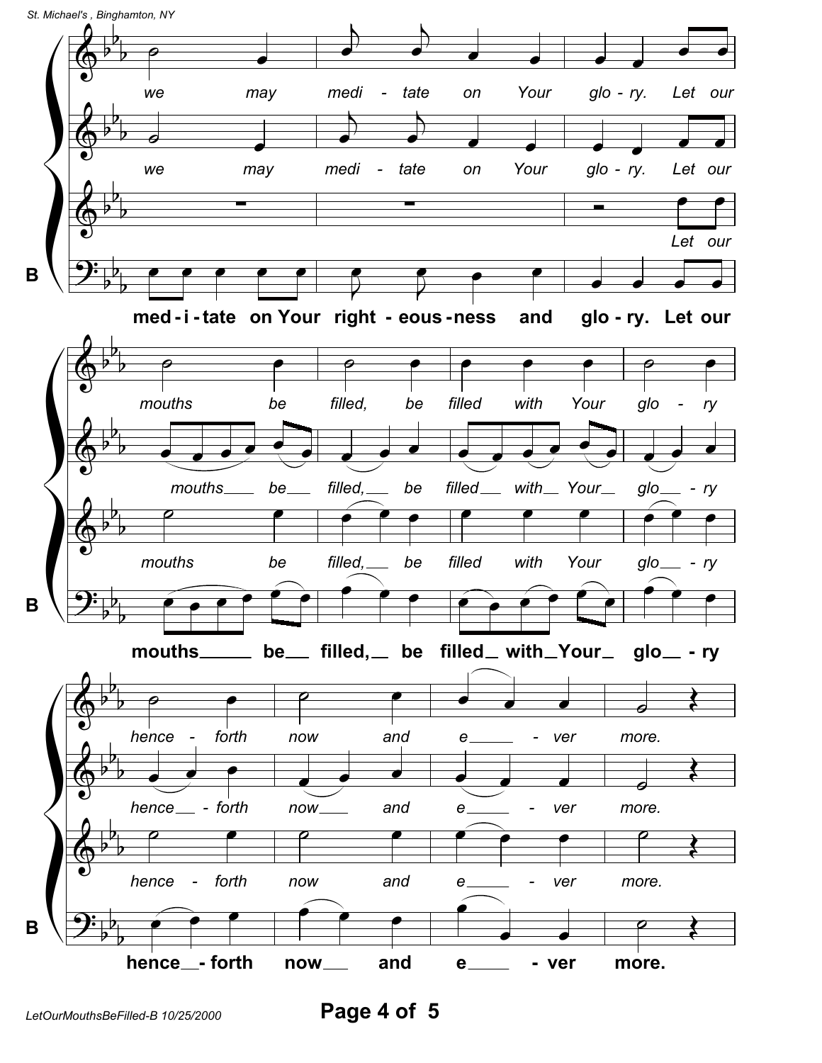we may medi - tate on Your glo - ry. Let our

we may medi - tate on Your glo - ry. Let our

Let our

**B**

**med - i - tate on Your right - eous - ness and glo - ry. Let our**

mouths be filled, be filled with Your glo - ry

mouths be filled, be filled with Your glo - ry

mouths be filled, be filled with Your glo - ry

**B**

**mouths be filled, be filled with Your glo - ry**

hence - forth now and e - ver more.

hence - forth now and e - ver more.

hence - forth now and e - ver more.

**B**

**hence - forth now and e - ver more.**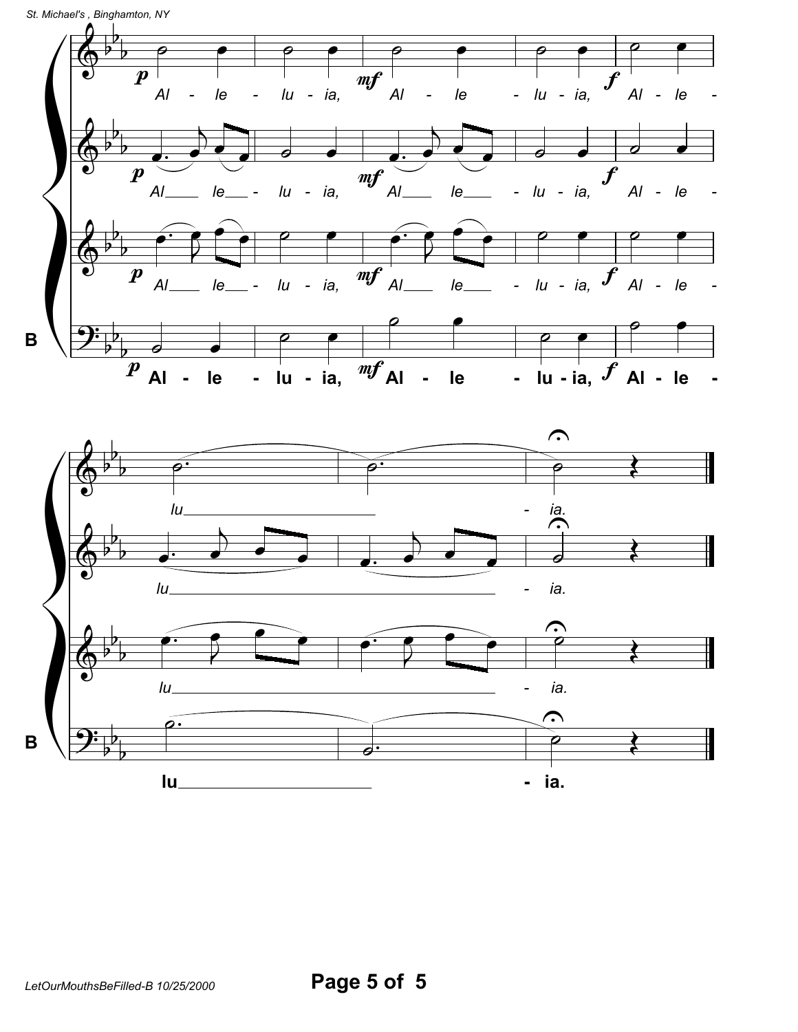*p* Al - le - lu - ia, *mf* Al - le - lu - ia, *f* Al - le - lu - ia.

**B**